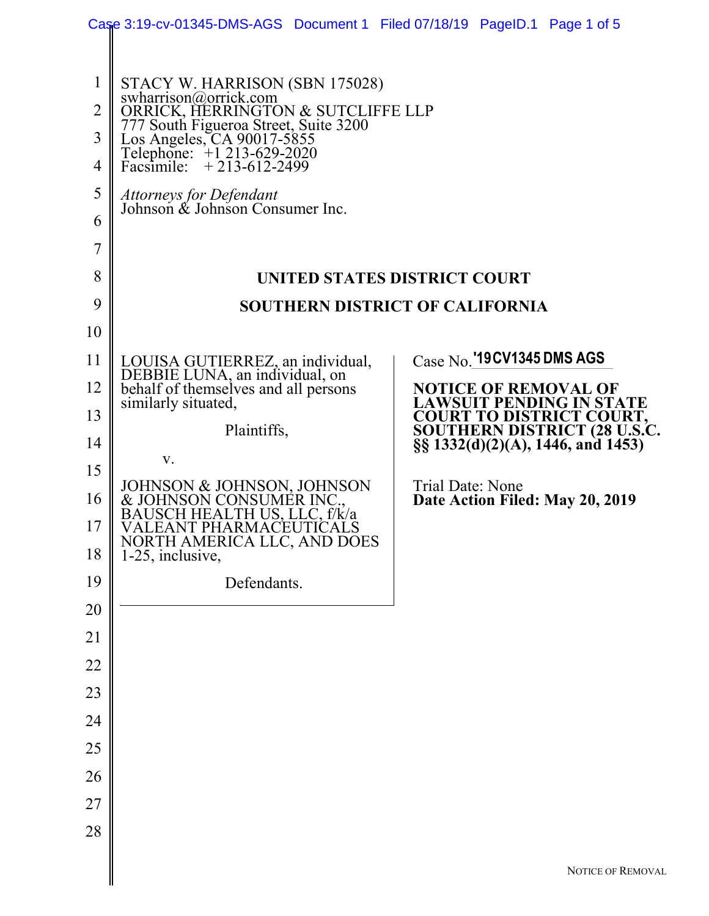STACY W. HARRISON (SBN 175028)
swharrison@orrick.com
ORRICK, HERRINGTON & SUTCLIFFE LLP
777 South Figueroa Street, Suite 3200
Los Angeles, CA 90017-5855
Telephone: +1 213-629-2020
Facsimile: + 213-612-2499

*Attorneys for Defendant*
Johnson & Johnson Consumer Inc.

**UNITED STATES DISTRICT COURT**

**SOUTHERN DISTRICT OF CALIFORNIA**

LOUISA GUTIERREZ, an individual, DEBBIE LUNA, an individual, on behalf of themselves and all persons similarly situated,

Plaintiffs,

v.

JOHNSON & JOHNSON, JOHNSON & JOHNSON CONSUMER INC., BAUSCH HEALTH US, LLC, f/k/a VALEANT PHARMACEUTICALS NORTH AMERICA LLC, AND DOES 1-25, inclusive,

Defendants.

Case No. '19CV1345 DMS AGS

**NOTICE OF REMOVAL OF LAWSUIT PENDING IN STATE COURT TO DISTRICT COURT, SOUTHERN DISTRICT (28 U.S.C. §§ 1332(d)(2)(A), 1446, and 1453)**

Trial Date: None
**Date Action Filed: May 20, 2019**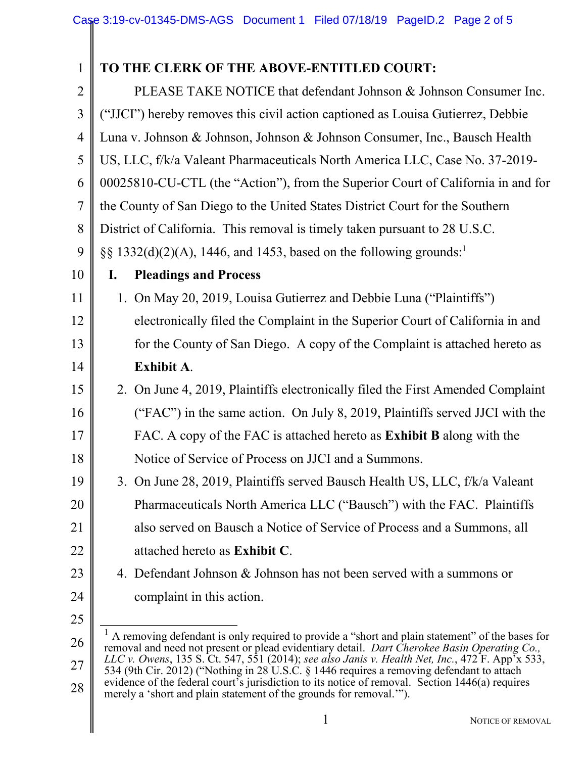**TO THE CLERK OF THE ABOVE-ENTITLED COURT:**

PLEASE TAKE NOTICE that defendant Johnson & Johnson Consumer Inc. ("JJCI") hereby removes this civil action captioned as Louisa Gutierrez, Debbie Luna v. Johnson & Johnson, Johnson & Johnson Consumer, Inc., Bausch Health US, LLC, f/k/a Valeant Pharmaceuticals North America LLC, Case No. 37-2019-00025810-CU-CTL (the "Action"), from the Superior Court of California in and for the County of San Diego to the United States District Court for the Southern District of California. This removal is timely taken pursuant to 28 U.S.C. §§ 1332(d)(2)(A), 1446, and 1453, based on the following grounds:[1]

## I. Pleadings and Process

1. On May 20, 2019, Louisa Gutierrez and Debbie Luna ("Plaintiffs") electronically filed the Complaint in the Superior Court of California in and for the County of San Diego. A copy of the Complaint is attached hereto as **Exhibit A**.
2. On June 4, 2019, Plaintiffs electronically filed the First Amended Complaint ("FAC") in the same action. On July 8, 2019, Plaintiffs served JJCI with the FAC. A copy of the FAC is attached hereto as **Exhibit B** along with the Notice of Service of Process on JJCI and a Summons.
3. On June 28, 2019, Plaintiffs served Bausch Health US, LLC, f/k/a Valeant Pharmaceuticals North America LLC ("Bausch") with the FAC. Plaintiffs also served on Bausch a Notice of Service of Process and a Summons, all attached hereto as **Exhibit C**.
4. Defendant Johnson & Johnson has not been served with a summons or complaint in this action.

---

[1] A removing defendant is only required to provide a "short and plain statement" of the bases for removal and need not present or plead evidentiary detail. *Dart Cherokee Basin Operating Co., LLC v. Owens*, 135 S. Ct. 547, 551 (2014); *see also Janis v. Health Net, Inc.*, 472 F. App'x 533, 534 (9th Cir. 2012) ("Nothing in 28 U.S.C. § 1446 requires a removing defendant to attach evidence of the federal court's jurisdiction to its notice of removal. Section 1446(a) requires merely a 'short and plain statement of the grounds for removal.'").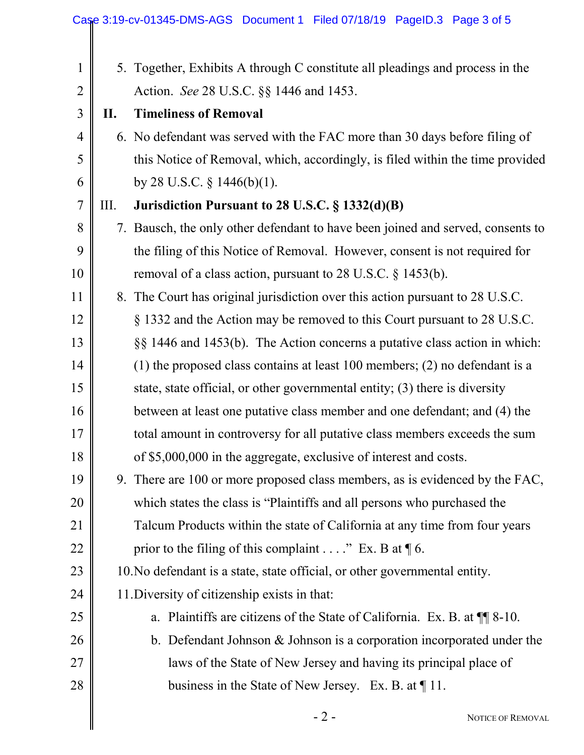5. Together, Exhibits A through C constitute all pleadings and process in the Action. *See* 28 U.S.C. §§ 1446 and 1453.

## II. Timeliness of Removal

6. No defendant was served with the FAC more than 30 days before filing of this Notice of Removal, which, accordingly, is filed within the time provided by 28 U.S.C. § 1446(b)(1).

## III. Jurisdiction Pursuant to 28 U.S.C. § 1332(d)(B)

7. Bausch, the only other defendant to have been joined and served, consents to the filing of this Notice of Removal. However, consent is not required for removal of a class action, pursuant to 28 U.S.C. § 1453(b).

8. The Court has original jurisdiction over this action pursuant to 28 U.S.C. § 1332 and the Action may be removed to this Court pursuant to 28 U.S.C. §§ 1446 and 1453(b). The Action concerns a putative class action in which: (1) the proposed class contains at least 100 members; (2) no defendant is a state, state official, or other governmental entity; (3) there is diversity between at least one putative class member and one defendant; and (4) the total amount in controversy for all putative class members exceeds the sum of $5,000,000 in the aggregate, exclusive of interest and costs.

9. There are 100 or more proposed class members, as is evidenced by the FAC, which states the class is "Plaintiffs and all persons who purchased the Talcum Products within the state of California at any time from four years prior to the filing of this complaint . . . ." Ex. B at ¶ 6.

10. No defendant is a state, state official, or other governmental entity.

11. Diversity of citizenship exists in that:

    a. Plaintiffs are citizens of the State of California. Ex. B. at ¶¶ 8-10.

    b. Defendant Johnson & Johnson is a corporation incorporated under the laws of the State of New Jersey and having its principal place of business in the State of New Jersey. Ex. B. at ¶ 11.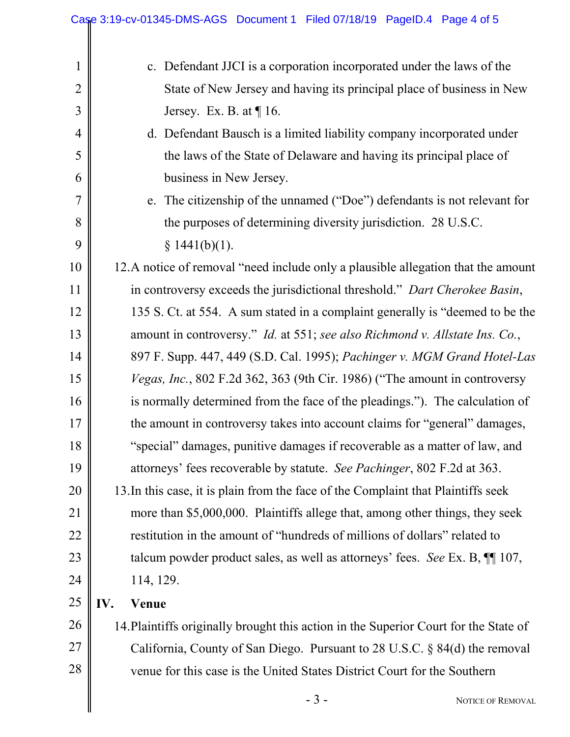c. Defendant JJCI is a corporation incorporated under the laws of the State of New Jersey and having its principal place of business in New Jersey. Ex. B. at ¶ 16.

d. Defendant Bausch is a limited liability company incorporated under the laws of the State of Delaware and having its principal place of business in New Jersey.

e. The citizenship of the unnamed ("Doe") defendants is not relevant for the purposes of determining diversity jurisdiction. 28 U.S.C. § 1441(b)(1).

12. A notice of removal "need include only a plausible allegation that the amount in controversy exceeds the jurisdictional threshold." *Dart Cherokee Basin*, 135 S. Ct. at 554. A sum stated in a complaint generally is "deemed to be the amount in controversy." *Id.* at 551; *see also Richmond v. Allstate Ins. Co.*, 897 F. Supp. 447, 449 (S.D. Cal. 1995); *Pachinger v. MGM Grand Hotel-Las Vegas, Inc.*, 802 F.2d 362, 363 (9th Cir. 1986) ("The amount in controversy is normally determined from the face of the pleadings."). The calculation of the amount in controversy takes into account claims for "general" damages, "special" damages, punitive damages if recoverable as a matter of law, and attorneys' fees recoverable by statute. *See Pachinger*, 802 F.2d at 363.

13. In this case, it is plain from the face of the Complaint that Plaintiffs seek more than $5,000,000. Plaintiffs allege that, among other things, they seek restitution in the amount of "hundreds of millions of dollars" related to talcum powder product sales, as well as attorneys' fees. *See* Ex. B, ¶¶ 107, 114, 129.

## IV. Venue

14. Plaintiffs originally brought this action in the Superior Court for the State of California, County of San Diego. Pursuant to 28 U.S.C. § 84(d) the removal venue for this case is the United States District Court for the Southern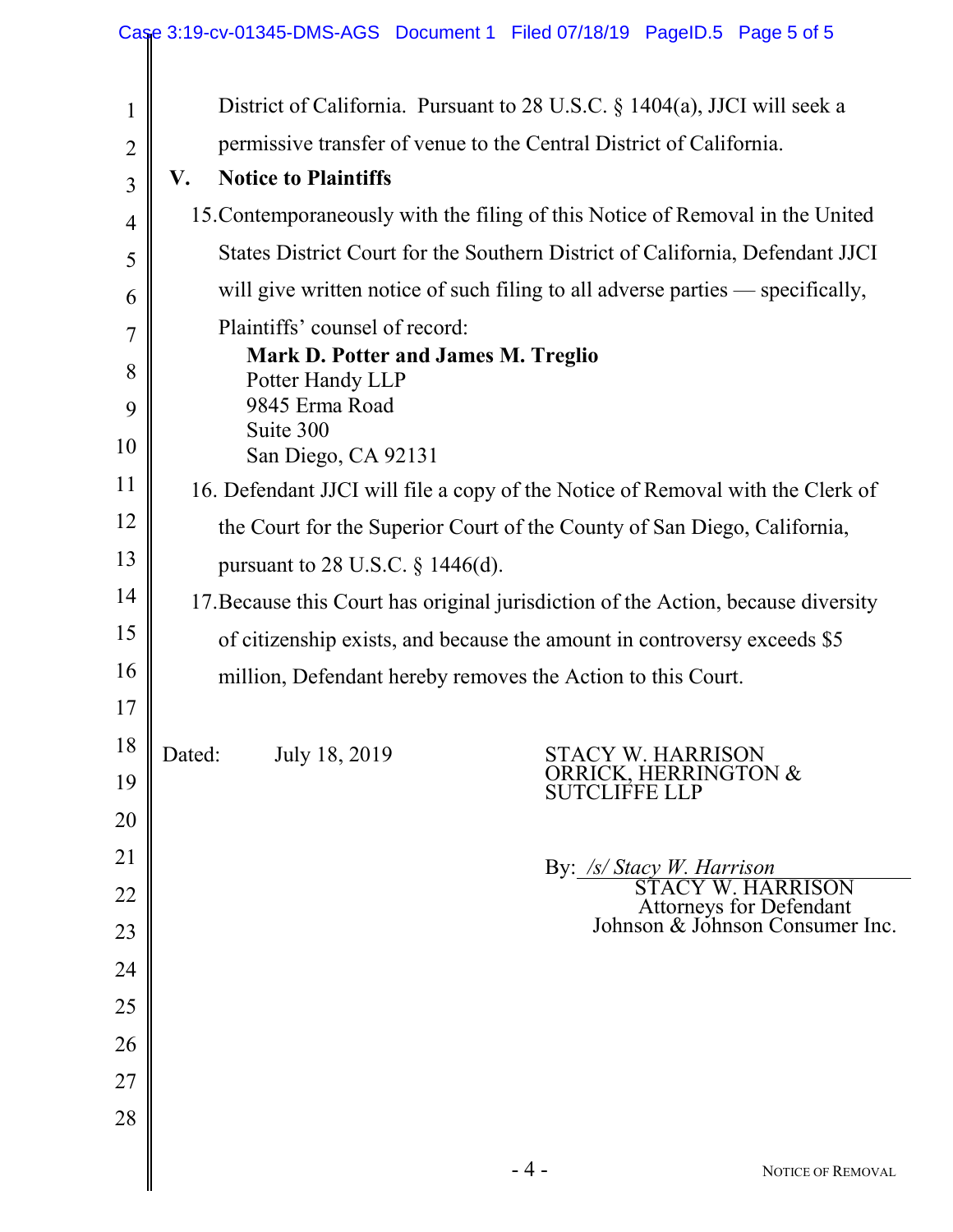District of California. Pursuant to 28 U.S.C. § 1404(a), JJCI will seek a permissive transfer of venue to the Central District of California.

## V. Notice to Plaintiffs

15. Contemporaneously with the filing of this Notice of Removal in the United States District Court for the Southern District of California, Defendant JJCI will give written notice of such filing to all adverse parties — specifically, Plaintiffs' counsel of record:

**Mark D. Potter and James M. Treglio**
Potter Handy LLP
9845 Erma Road
Suite 300
San Diego, CA 92131

16. Defendant JJCI will file a copy of the Notice of Removal with the Clerk of the Court for the Superior Court of the County of San Diego, California, pursuant to 28 U.S.C. § 1446(d).

17. Because this Court has original jurisdiction of the Action, because diversity of citizenship exists, and because the amount in controversy exceeds $5 million, Defendant hereby removes the Action to this Court.

Dated: July 18, 2019

STACY W. HARRISON
ORRICK, HERRINGTON & SUTCLIFFE LLP

By: */s/ Stacy W. Harrison*
STACY W. HARRISON
Attorneys for Defendant
Johnson & Johnson Consumer Inc.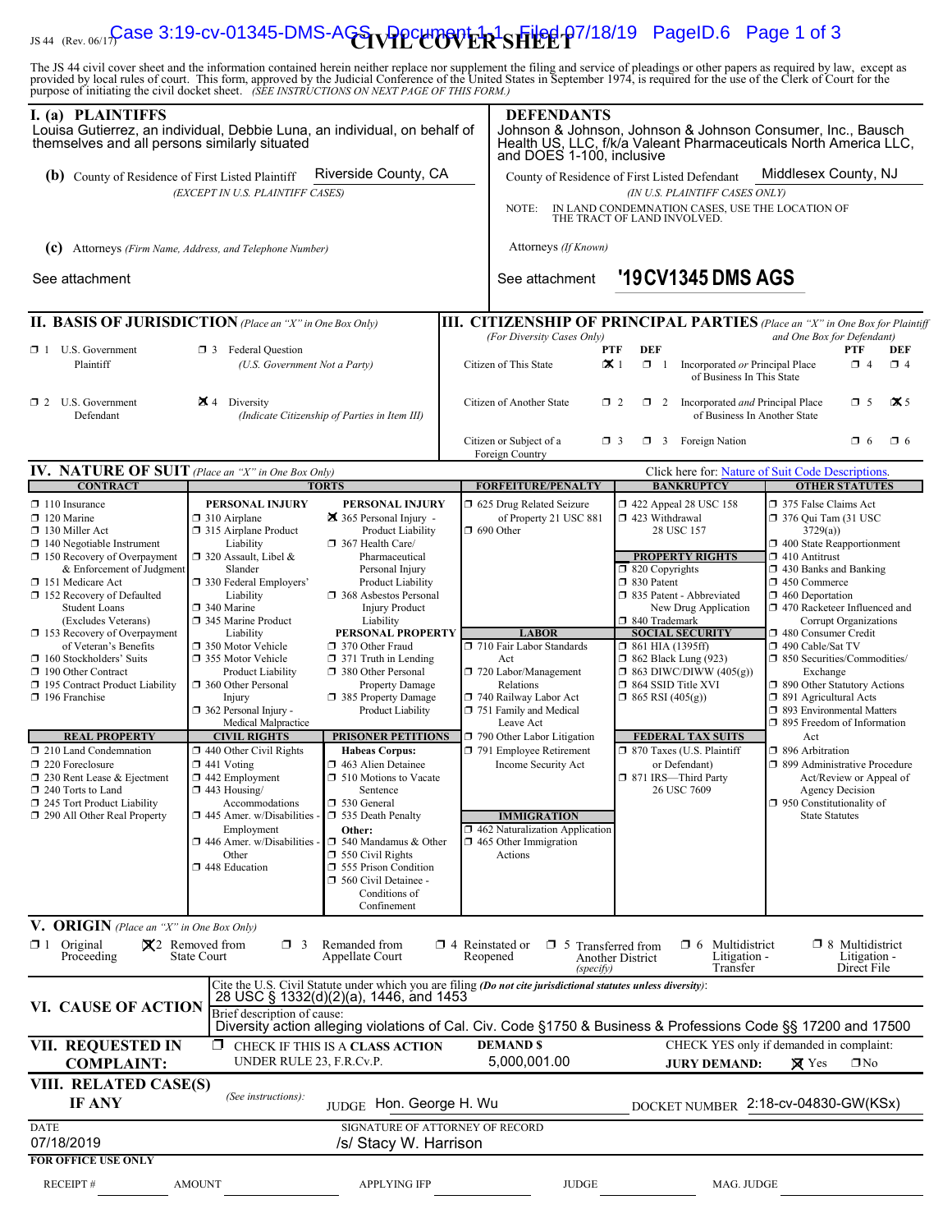JS 44 (Rev. 06/17)

# CIVIL COVER SHEET

The JS 44 civil cover sheet and the information contained herein neither replace nor supplement the filing and service of pleadings or other papers as required by law, except as provided by local rules of court. This form, approved by the Judicial Conference of the United States in September 1974, is required for the use of the Clerk of Court for the purpose of initiating the civil docket sheet. *(SEE INSTRUCTIONS ON NEXT PAGE OF THIS FORM.)*

## I. (a) PLAINTIFFS

Louisa Gutierrez, an individual, Debbie Luna, an individual, on behalf of themselves and all persons similarly situated

**(b)** County of Residence of First Listed Plaintiff: Riverside County, CA
*(EXCEPT IN U.S. PLAINTIFF CASES)*

**(c)** Attorneys *(Firm Name, Address, and Telephone Number)*

See attachment

## DEFENDANTS

Johnson & Johnson, Johnson & Johnson Consumer, Inc., Bausch Health US, LLC, f/k/a Valeant Pharmaceuticals North America LLC, and DOES 1-100, inclusive

County of Residence of First Listed Defendant: Middlesex County, NJ
*(IN U.S. PLAINTIFF CASES ONLY)*

NOTE: IN LAND CONDEMNATION CASES, USE THE LOCATION OF THE TRACT OF LAND INVOLVED.

Attorneys *(If Known)*

See attachment **'19CV1345 DMS AGS**

## II. BASIS OF JURISDICTION *(Place an "X" in One Box Only)*

- ☐ 1 U.S. Government Plaintiff
- ☐ 3 Federal Question (U.S. Government Not a Party)
- ☐ 2 U.S. Government Defendant
- ☒ 4 Diversity (Indicate Citizenship of Parties in Item III)

## III. CITIZENSHIP OF PRINCIPAL PARTIES *(Place an "X" in One Box for Plaintiff and One Box for Defendant)*

*(For Diversity Cases Only)*

| | PTF | DEF | | PTF | DEF |
|---|---|---|---|---|---|
| Citizen of This State | ☒ 1 | ☐ 1 | Incorporated *or* Principal Place of Business In This State | ☐ 4 | ☐ 4 |
| Citizen of Another State | ☐ 2 | ☐ 2 | Incorporated *and* Principal Place of Business In Another State | ☐ 5 | ☒ 5 |
| Citizen or Subject of a Foreign Country | ☐ 3 | ☐ 3 | Foreign Nation | ☐ 6 | ☐ 6 |

## IV. NATURE OF SUIT *(Place an "X" in One Box Only)*

Click here for: Nature of Suit Code Descriptions.

**CONTRACT**
- ☐ 110 Insurance
- ☐ 120 Marine
- ☐ 130 Miller Act
- ☐ 140 Negotiable Instrument
- ☐ 150 Recovery of Overpayment & Enforcement of Judgment
- ☐ 151 Medicare Act
- ☐ 152 Recovery of Defaulted Student Loans (Excludes Veterans)
- ☐ 153 Recovery of Overpayment of Veteran's Benefits
- ☐ 160 Stockholders' Suits
- ☐ 190 Other Contract
- ☐ 195 Contract Product Liability
- ☐ 196 Franchise

**REAL PROPERTY**
- ☐ 210 Land Condemnation
- ☐ 220 Foreclosure
- ☐ 230 Rent Lease & Ejectment
- ☐ 240 Torts to Land
- ☐ 245 Tort Product Liability
- ☐ 290 All Other Real Property

**TORTS — PERSONAL INJURY**
- ☐ 310 Airplane
- ☐ 315 Airplane Product Liability
- ☐ 320 Assault, Libel & Slander
- ☐ 330 Federal Employers' Liability
- ☐ 340 Marine
- ☐ 345 Marine Product Liability
- ☐ 350 Motor Vehicle
- ☐ 355 Motor Vehicle Product Liability
- ☐ 360 Other Personal Injury
- ☐ 362 Personal Injury - Medical Malpractice

**PERSONAL INJURY**
- ☒ 365 Personal Injury - Product Liability
- ☐ 367 Health Care/ Pharmaceutical Personal Injury Product Liability
- ☐ 368 Asbestos Personal Injury Product Liability

**PERSONAL PROPERTY**
- ☐ 370 Other Fraud
- ☐ 371 Truth in Lending
- ☐ 380 Other Personal Property Damage
- ☐ 385 Property Damage Product Liability

**CIVIL RIGHTS**
- ☐ 440 Other Civil Rights
- ☐ 441 Voting
- ☐ 442 Employment
- ☐ 443 Housing/ Accommodations
- ☐ 445 Amer. w/Disabilities - Employment
- ☐ 446 Amer. w/Disabilities - Other
- ☐ 448 Education

**PRISONER PETITIONS**
Habeas Corpus:
- ☐ 463 Alien Detainee
- ☐ 510 Motions to Vacate Sentence
- ☐ 530 General
- ☐ 535 Death Penalty

Other:
- ☐ 540 Mandamus & Other
- ☐ 550 Civil Rights
- ☐ 555 Prison Condition
- ☐ 560 Civil Detainee - Conditions of Confinement

**FORFEITURE/PENALTY**
- ☐ 625 Drug Related Seizure of Property 21 USC 881
- ☐ 690 Other

**LABOR**
- ☐ 710 Fair Labor Standards Act
- ☐ 720 Labor/Management Relations
- ☐ 740 Railway Labor Act
- ☐ 751 Family and Medical Leave Act
- ☐ 790 Other Labor Litigation
- ☐ 791 Employee Retirement Income Security Act

**IMMIGRATION**
- ☐ 462 Naturalization Application
- ☐ 465 Other Immigration Actions

**BANKRUPTCY**
- ☐ 422 Appeal 28 USC 158
- ☐ 423 Withdrawal 28 USC 157

**PROPERTY RIGHTS**
- ☐ 820 Copyrights
- ☐ 830 Patent
- ☐ 835 Patent - Abbreviated New Drug Application
- ☐ 840 Trademark

**SOCIAL SECURITY**
- ☐ 861 HIA (1395ff)
- ☐ 862 Black Lung (923)
- ☐ 863 DIWC/DIWW (405(g))
- ☐ 864 SSID Title XVI
- ☐ 865 RSI (405(g))

**FEDERAL TAX SUITS**
- ☐ 870 Taxes (U.S. Plaintiff or Defendant)
- ☐ 871 IRS—Third Party 26 USC 7609

**OTHER STATUTES**
- ☐ 375 False Claims Act
- ☐ 376 Qui Tam (31 USC 3729(a))
- ☐ 400 State Reapportionment
- ☐ 410 Antitrust
- ☐ 430 Banks and Banking
- ☐ 450 Commerce
- ☐ 460 Deportation
- ☐ 470 Racketeer Influenced and Corrupt Organizations
- ☐ 480 Consumer Credit
- ☐ 490 Cable/Sat TV
- ☐ 850 Securities/Commodities/ Exchange
- ☐ 890 Other Statutory Actions
- ☐ 891 Agricultural Acts
- ☐ 893 Environmental Matters
- ☐ 895 Freedom of Information Act
- ☐ 896 Arbitration
- ☐ 899 Administrative Procedure Act/Review or Appeal of Agency Decision
- ☐ 950 Constitutionality of State Statutes

## V. ORIGIN *(Place an "X" in One Box Only)*

- ☐ 1 Original Proceeding
- ☒ 2 Removed from State Court
- ☐ 3 Remanded from Appellate Court
- ☐ 4 Reinstated or Reopened
- ☐ 5 Transferred from Another District *(specify)*
- ☐ 6 Multidistrict Litigation - Transfer
- ☐ 8 Multidistrict Litigation - Direct File

## VI. CAUSE OF ACTION

Cite the U.S. Civil Statute under which you are filing *(Do not cite jurisdictional statutes unless diversity)*:
28 USC § 1332(d)(2)(a), 1446, and 1453

Brief description of cause:
Diversity action alleging violations of Cal. Civ. Code §1750 & Business & Professions Code §§ 17200 and 17500

## VII. REQUESTED IN COMPLAINT:

☐ CHECK IF THIS IS A CLASS ACTION UNDER RULE 23, F.R.Cv.P.

DEMAND $ 5,000,001.00

CHECK YES only if demanded in complaint: JURY DEMAND: ☒ Yes ☐ No

## VIII. RELATED CASE(S) IF ANY

*(See instructions)*: JUDGE Hon. George H. Wu DOCKET NUMBER 2:18-cv-04830-GW(KSx)

DATE: 07/18/2019

SIGNATURE OF ATTORNEY OF RECORD: /s/ Stacy W. Harrison

**FOR OFFICE USE ONLY**

RECEIPT # ______ AMOUNT ______ APPLYING IFP ______ JUDGE ______ MAG. JUDGE ______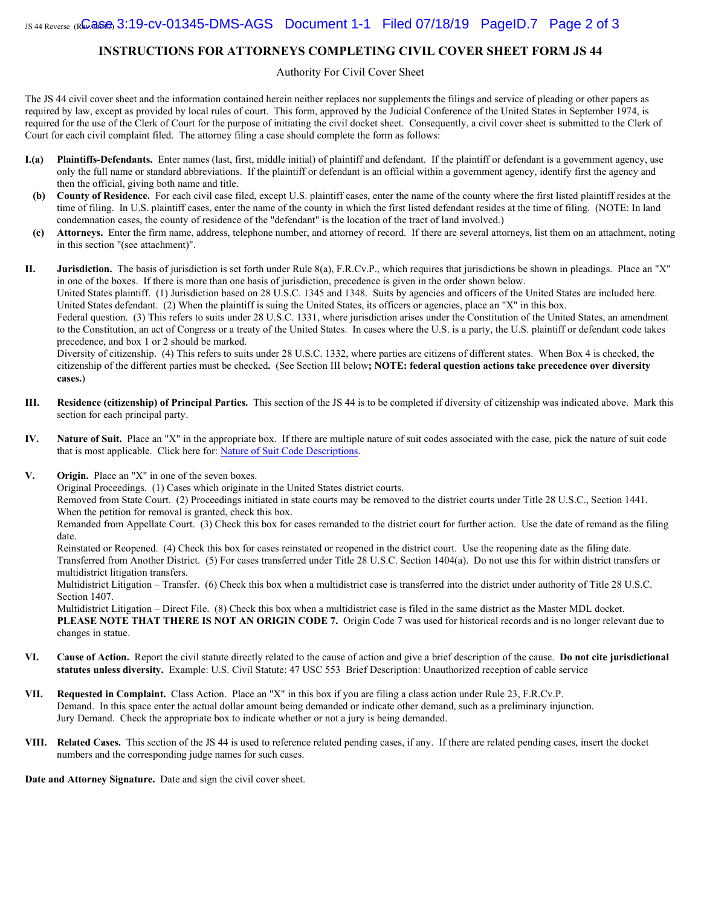# INSTRUCTIONS FOR ATTORNEYS COMPLETING CIVIL COVER SHEET FORM JS 44

Authority For Civil Cover Sheet

The JS 44 civil cover sheet and the information contained herein neither replaces nor supplements the filings and service of pleading or other papers as required by law, except as provided by local rules of court. This form, approved by the Judicial Conference of the United States in September 1974, is required for the use of the Clerk of Court for the purpose of initiating the civil docket sheet. Consequently, a civil cover sheet is submitted to the Clerk of Court for each civil complaint filed. The attorney filing a case should complete the form as follows:

**I.(a)** **Plaintiffs-Defendants.** Enter names (last, first, middle initial) of plaintiff and defendant. If the plaintiff or defendant is a government agency, use only the full name or standard abbreviations. If the plaintiff or defendant is an official within a government agency, identify first the agency and then the official, giving both name and title.

**(b)** **County of Residence.** For each civil case filed, except U.S. plaintiff cases, enter the name of the county where the first listed plaintiff resides at the time of filing. In U.S. plaintiff cases, enter the name of the county in which the first listed defendant resides at the time of filing. (NOTE: In land condemnation cases, the county of residence of the "defendant" is the location of the tract of land involved.)

**(c)** **Attorneys.** Enter the firm name, address, telephone number, and attorney of record. If there are several attorneys, list them on an attachment, noting in this section "(see attachment)".

**II.** **Jurisdiction.** The basis of jurisdiction is set forth under Rule 8(a), F.R.Cv.P., which requires that jurisdictions be shown in pleadings. Place an "X" in one of the boxes. If there is more than one basis of jurisdiction, precedence is given in the order shown below.
United States plaintiff. (1) Jurisdiction based on 28 U.S.C. 1345 and 1348. Suits by agencies and officers of the United States are included here.
United States defendant. (2) When the plaintiff is suing the United States, its officers or agencies, place an "X" in this box.
Federal question. (3) This refers to suits under 28 U.S.C. 1331, where jurisdiction arises under the Constitution of the United States, an amendment to the Constitution, an act of Congress or a treaty of the United States. In cases where the U.S. is a party, the U.S. plaintiff or defendant code takes precedence, and box 1 or 2 should be marked.
Diversity of citizenship. (4) This refers to suits under 28 U.S.C. 1332, where parties are citizens of different states. When Box 4 is checked, the citizenship of the different parties must be checked**.** (See Section III below**; NOTE: federal question actions take precedence over diversity cases.**)

**III.** **Residence (citizenship) of Principal Parties.** This section of the JS 44 is to be completed if diversity of citizenship was indicated above. Mark this section for each principal party.

**IV.** **Nature of Suit.** Place an "X" in the appropriate box. If there are multiple nature of suit codes associated with the case, pick the nature of suit code that is most applicable. Click here for: Nature of Suit Code Descriptions.

**V.** **Origin.** Place an "X" in one of the seven boxes.
Original Proceedings. (1) Cases which originate in the United States district courts.
Removed from State Court. (2) Proceedings initiated in state courts may be removed to the district courts under Title 28 U.S.C., Section 1441. When the petition for removal is granted, check this box.
Remanded from Appellate Court. (3) Check this box for cases remanded to the district court for further action. Use the date of remand as the filing date.
Reinstated or Reopened. (4) Check this box for cases reinstated or reopened in the district court. Use the reopening date as the filing date.
Transferred from Another District. (5) For cases transferred under Title 28 U.S.C. Section 1404(a). Do not use this for within district transfers or multidistrict litigation transfers.
Multidistrict Litigation – Transfer. (6) Check this box when a multidistrict case is transferred into the district under authority of Title 28 U.S.C. Section 1407.
Multidistrict Litigation – Direct File. (8) Check this box when a multidistrict case is filed in the same district as the Master MDL docket.
**PLEASE NOTE THAT THERE IS NOT AN ORIGIN CODE 7.** Origin Code 7 was used for historical records and is no longer relevant due to changes in statue.

**VI.** **Cause of Action.** Report the civil statute directly related to the cause of action and give a brief description of the cause. **Do not cite jurisdictional statutes unless diversity.** Example: U.S. Civil Statute: 47 USC 553 Brief Description: Unauthorized reception of cable service

**VII.** **Requested in Complaint.** Class Action. Place an "X" in this box if you are filing a class action under Rule 23, F.R.Cv.P.
Demand. In this space enter the actual dollar amount being demanded or indicate other demand, such as a preliminary injunction.
Jury Demand. Check the appropriate box to indicate whether or not a jury is being demanded.

**VIII.** **Related Cases.** This section of the JS 44 is used to reference related pending cases, if any. If there are related pending cases, insert the docket numbers and the corresponding judge names for such cases.

**Date and Attorney Signature.** Date and sign the civil cover sheet.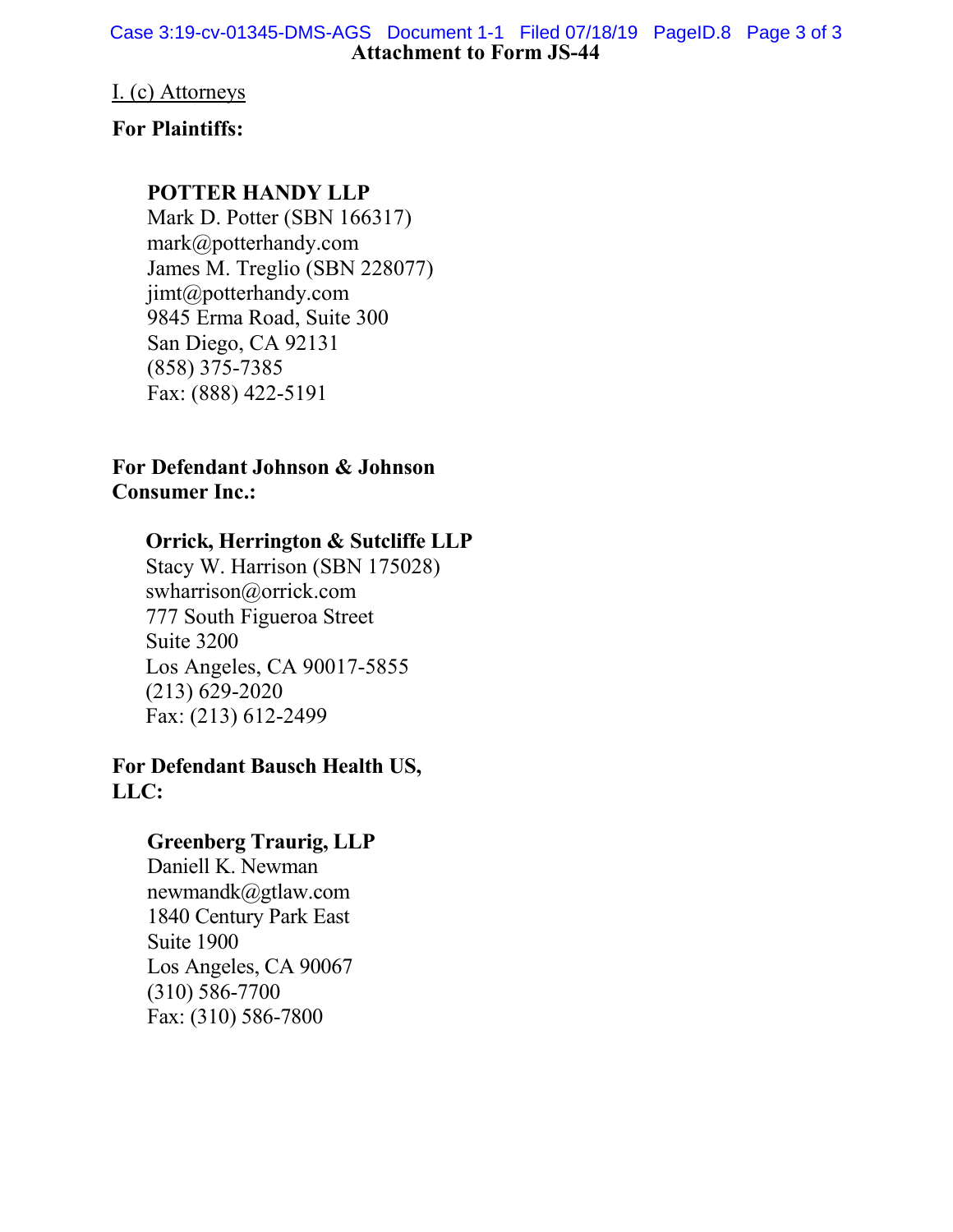**Attachment to Form JS-44**

I. (c) Attorneys

**For Plaintiffs:**

**POTTER HANDY LLP**
Mark D. Potter (SBN 166317)
mark@potterhandy.com
James M. Treglio (SBN 228077)
jimt@potterhandy.com
9845 Erma Road, Suite 300
San Diego, CA 92131
(858) 375-7385
Fax: (888) 422-5191

**For Defendant Johnson & Johnson Consumer Inc.:**

**Orrick, Herrington & Sutcliffe LLP**
Stacy W. Harrison (SBN 175028)
swharrison@orrick.com
777 South Figueroa Street
Suite 3200
Los Angeles, CA 90017-5855
(213) 629-2020
Fax: (213) 612-2499

**For Defendant Bausch Health US, LLC:**

**Greenberg Traurig, LLP**
Daniell K. Newman
newmandk@gtlaw.com
1840 Century Park East
Suite 1900
Los Angeles, CA 90067
(310) 586-7700
Fax: (310) 586-7800